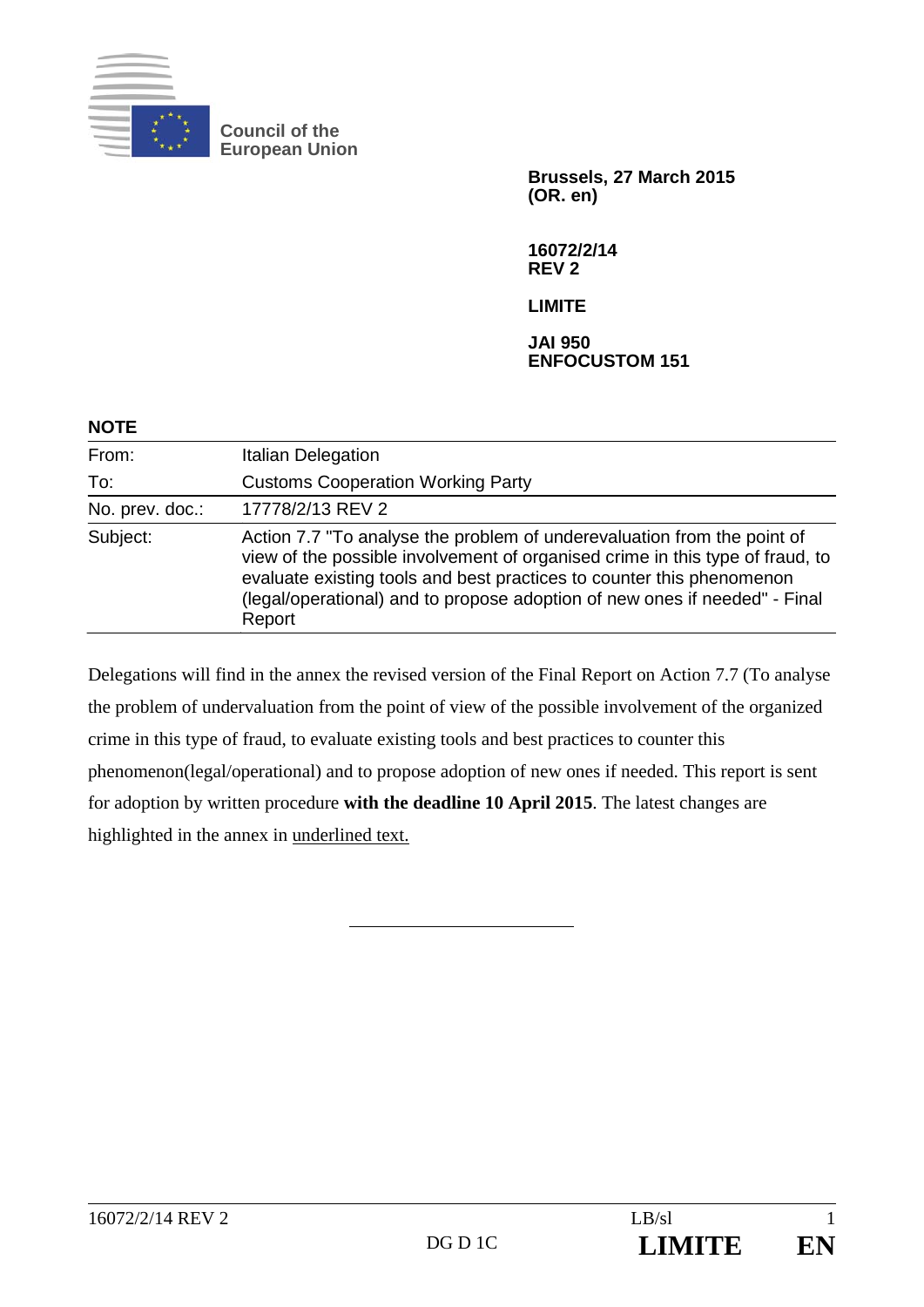Council of the European Union

**Brussels, 27 March 2015**
**(OR. en)**

**16072/2/14**
**REV 2**

**LIMITE**

**JAI 950**
**ENFOCUSTOM 151**

**NOTE**

| | |
|---|---|
| From: | Italian Delegation |
| To: | Customs Cooperation Working Party |
| No. prev. doc.: | 17778/2/13 REV 2 |
| Subject: | Action 7.7 "To analyse the problem of underevaluation from the point of view of the possible involvement of organised crime in this type of fraud, to evaluate existing tools and best practices to counter this phenomenon (legal/operational) and to propose adoption of new ones if needed" - Final Report |

Delegations will find in the annex the revised version of the Final Report on Action 7.7 (To analyse the problem of undervaluation from the point of view of the possible involvement of the organized crime in this type of fraud, to evaluate existing tools and best practices to counter this phenomenon(legal/operational) and to propose adoption of new ones if needed. This report is sent for adoption by written procedure **with the deadline 10 April 2015**. The latest changes are highlighted in the annex in underlined text.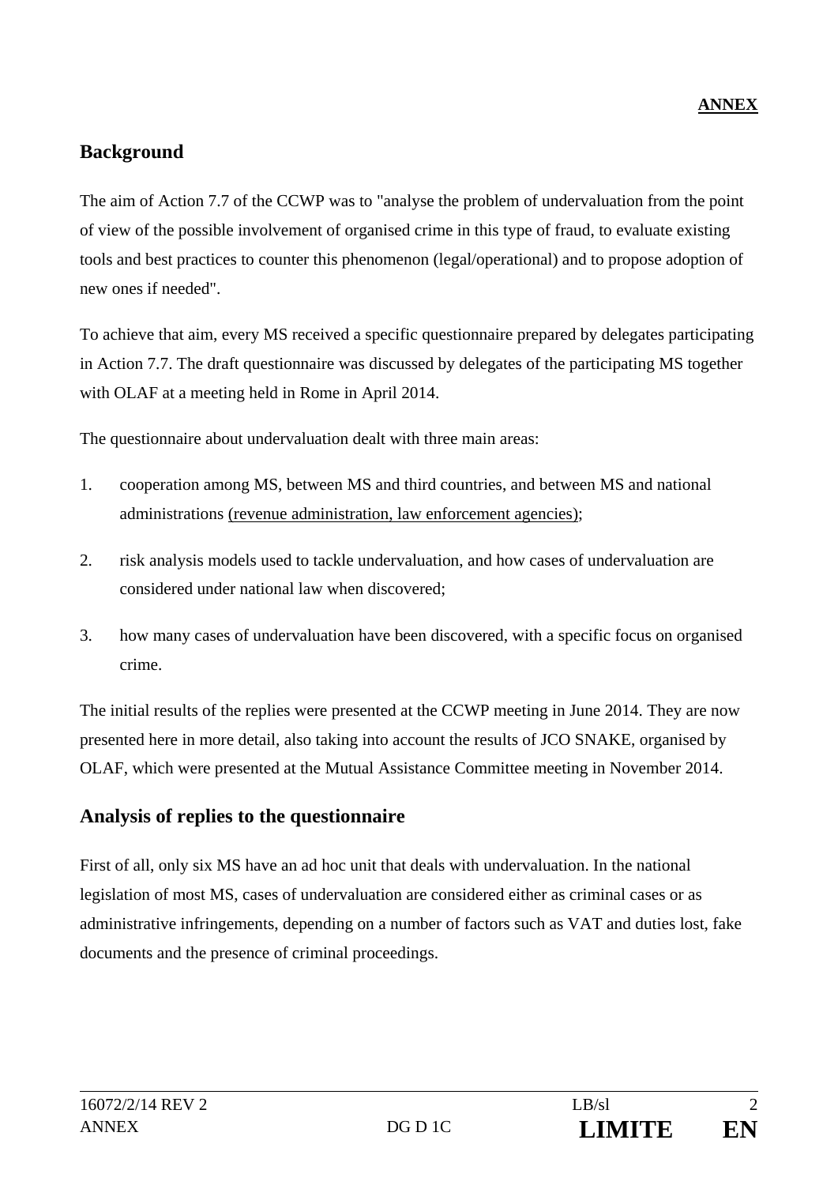**ANNEX**

## Background

The aim of Action 7.7 of the CCWP was to "analyse the problem of undervaluation from the point of view of the possible involvement of organised crime in this type of fraud, to evaluate existing tools and best practices to counter this phenomenon (legal/operational) and to propose adoption of new ones if needed".

To achieve that aim, every MS received a specific questionnaire prepared by delegates participating in Action 7.7. The draft questionnaire was discussed by delegates of the participating MS together with OLAF at a meeting held in Rome in April 2014.

The questionnaire about undervaluation dealt with three main areas:

1. cooperation among MS, between MS and third countries, and between MS and national administrations (revenue administration, law enforcement agencies);
2. risk analysis models used to tackle undervaluation, and how cases of undervaluation are considered under national law when discovered;
3. how many cases of undervaluation have been discovered, with a specific focus on organised crime.

The initial results of the replies were presented at the CCWP meeting in June 2014. They are now presented here in more detail, also taking into account the results of JCO SNAKE, organised by OLAF, which were presented at the Mutual Assistance Committee meeting in November 2014.

## Analysis of replies to the questionnaire

First of all, only six MS have an ad hoc unit that deals with undervaluation. In the national legislation of most MS, cases of undervaluation are considered either as criminal cases or as administrative infringements, depending on a number of factors such as VAT and duties lost, fake documents and the presence of criminal proceedings.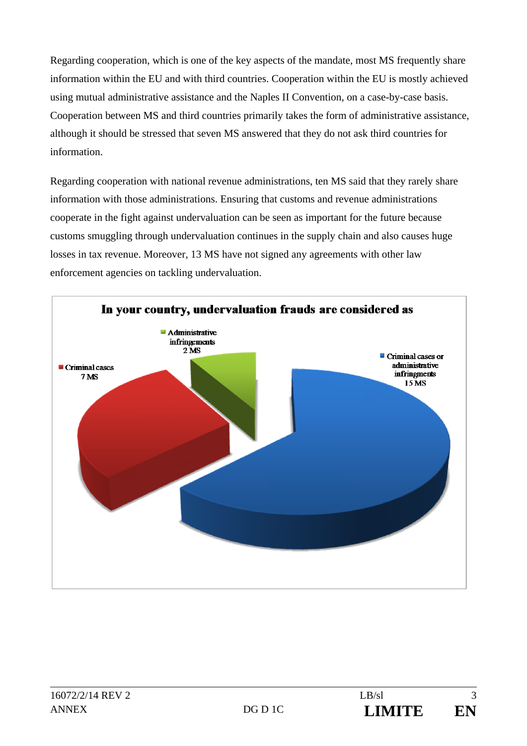Regarding cooperation, which is one of the key aspects of the mandate, most MS frequently share information within the EU and with third countries. Cooperation within the EU is mostly achieved using mutual administrative assistance and the Naples II Convention, on a case-by-case basis. Cooperation between MS and third countries primarily takes the form of administrative assistance, although it should be stressed that seven MS answered that they do not ask third countries for information.

Regarding cooperation with national revenue administrations, ten MS said that they rarely share information with those administrations. Ensuring that customs and revenue administrations cooperate in the fight against undervaluation can be seen as important for the future because customs smuggling through undervaluation continues in the supply chain and also causes huge losses in tax revenue. Moreover, 13 MS have not signed any agreements with other law enforcement agencies on tackling undervaluation.

**In your country, undervaluation frauds are considered as**

- Administrative infringements: 2 MS
- Criminal cases: 7 MS
- Criminal cases or administrative infringments: 15 MS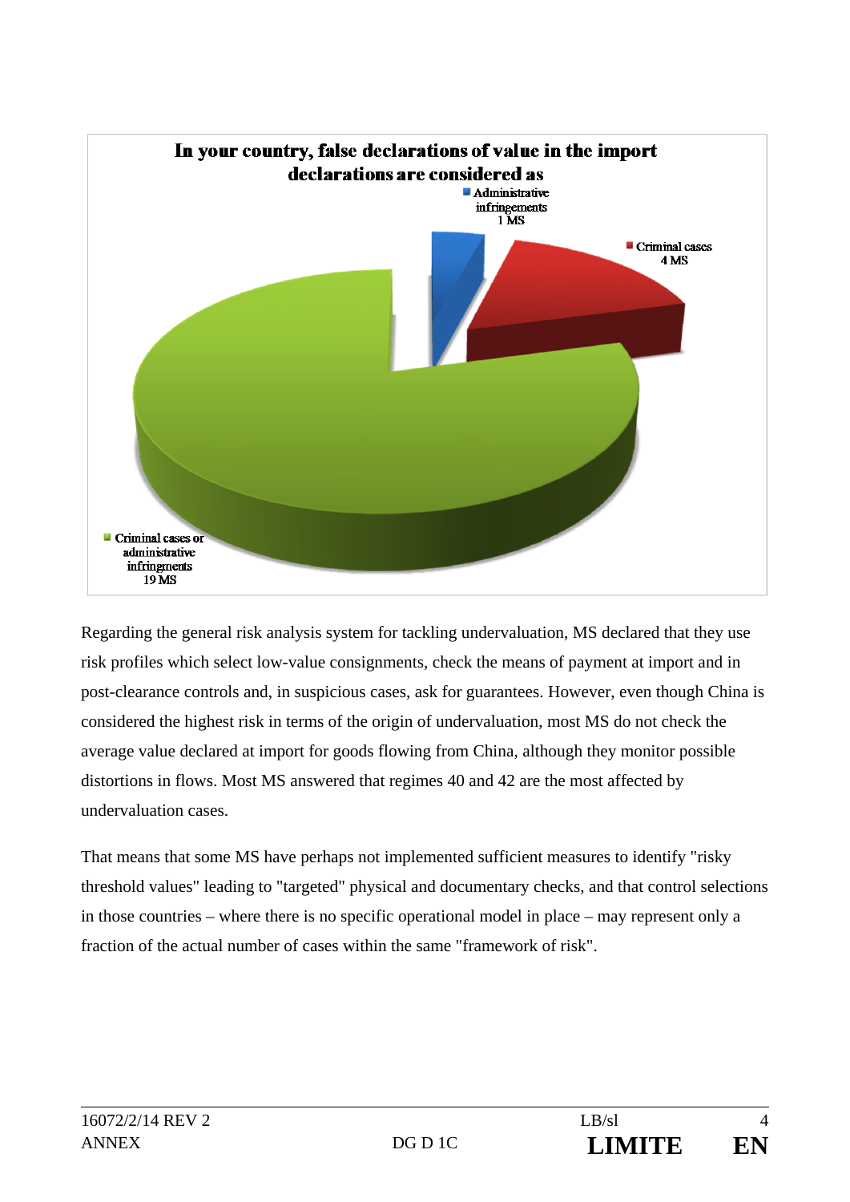**In your country, false declarations of value in the import declarations are considered as**

- Administrative infringements 1 MS
- Criminal cases 4 MS
- Criminal cases or administrative infringments 19 MS

Regarding the general risk analysis system for tackling undervaluation, MS declared that they use risk profiles which select low-value consignments, check the means of payment at import and in post-clearance controls and, in suspicious cases, ask for guarantees. However, even though China is considered the highest risk in terms of the origin of undervaluation, most MS do not check the average value declared at import for goods flowing from China, although they monitor possible distortions in flows. Most MS answered that regimes 40 and 42 are the most affected by undervaluation cases.

That means that some MS have perhaps not implemented sufficient measures to identify "risky threshold values" leading to "targeted" physical and documentary checks, and that control selections in those countries – where there is no specific operational model in place – may represent only a fraction of the actual number of cases within the same "framework of risk".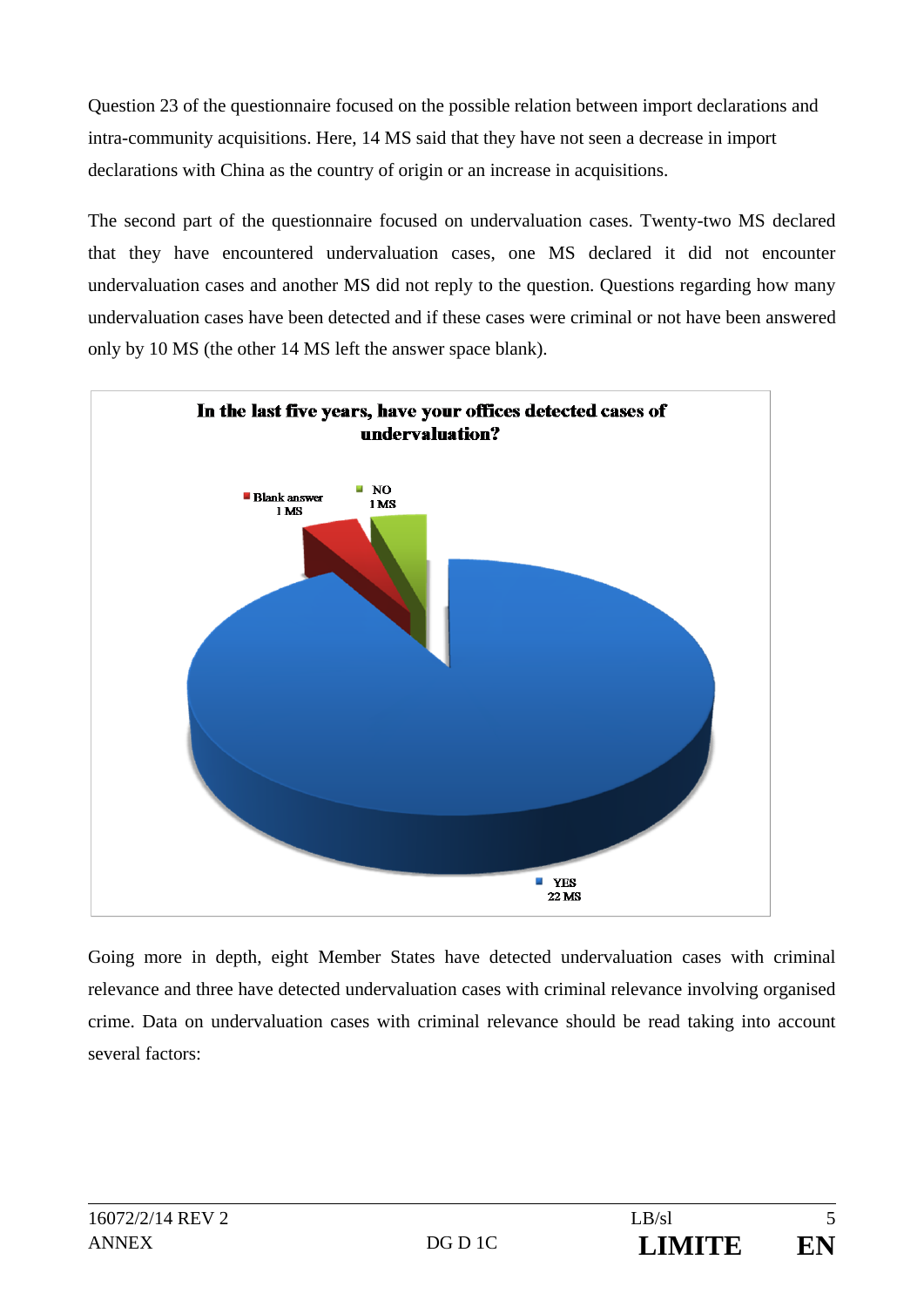Question 23 of the questionnaire focused on the possible relation between import declarations and intra-community acquisitions. Here, 14 MS said that they have not seen a decrease in import declarations with China as the country of origin or an increase in acquisitions.

The second part of the questionnaire focused on undervaluation cases. Twenty-two MS declared that they have encountered undervaluation cases, one MS declared it did not encounter undervaluation cases and another MS did not reply to the question. Questions regarding how many undervaluation cases have been detected and if these cases were criminal or not have been answered only by 10 MS (the other 14 MS left the answer space blank).

**In the last five years, have your offices detected cases of undervaluation?**

Blank answer 1 MS

NO 1 MS

YES 22 MS

Going more in depth, eight Member States have detected undervaluation cases with criminal relevance and three have detected undervaluation cases with criminal relevance involving organised crime. Data on undervaluation cases with criminal relevance should be read taking into account several factors: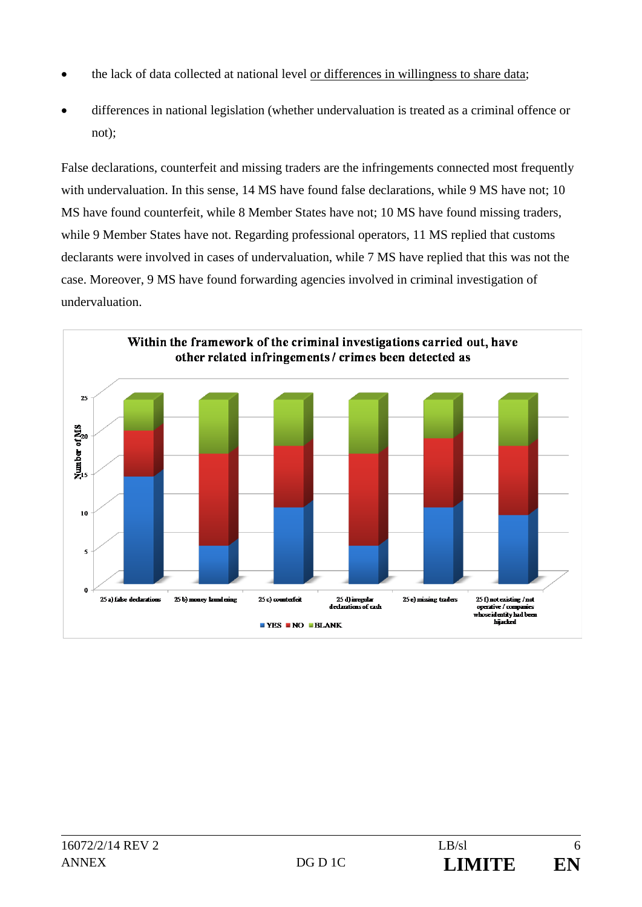- the lack of data collected at national level <u>or differences in willingness to share data</u>;
- differences in national legislation (whether undervaluation is treated as a criminal offence or not);

False declarations, counterfeit and missing traders are the infringements connected most frequently with undervaluation. In this sense, 14 MS have found false declarations, while 9 MS have not; 10 MS have found counterfeit, while 8 Member States have not; 10 MS have found missing traders, while 9 Member States have not. Regarding professional operators, 11 MS replied that customs declarants were involved in cases of undervaluation, while 7 MS have replied that this was not the case. Moreover, 9 MS have found forwarding agencies involved in criminal investigation of undervaluation.

**Within the framework of the criminal investigations carried out, have other related infringements / crimes been detected as**

| | YES | NO | BLANK |
|---|---|---|---|
| 25 a) false declarations | 14 | 6 | 4 |
| 25 b) money laundering | 5 | 12 | 7 |
| 25 c) counterfeit | 10 | 8 | 6 |
| 25 d) irregular declarations of cash | 5 | 12 | 7 |
| 25 e) missing traders | 10 | 9 | 5 |
| 25 f) not existing / not operative / companies whose identity had been hijacked | 9 | 9 | 6 |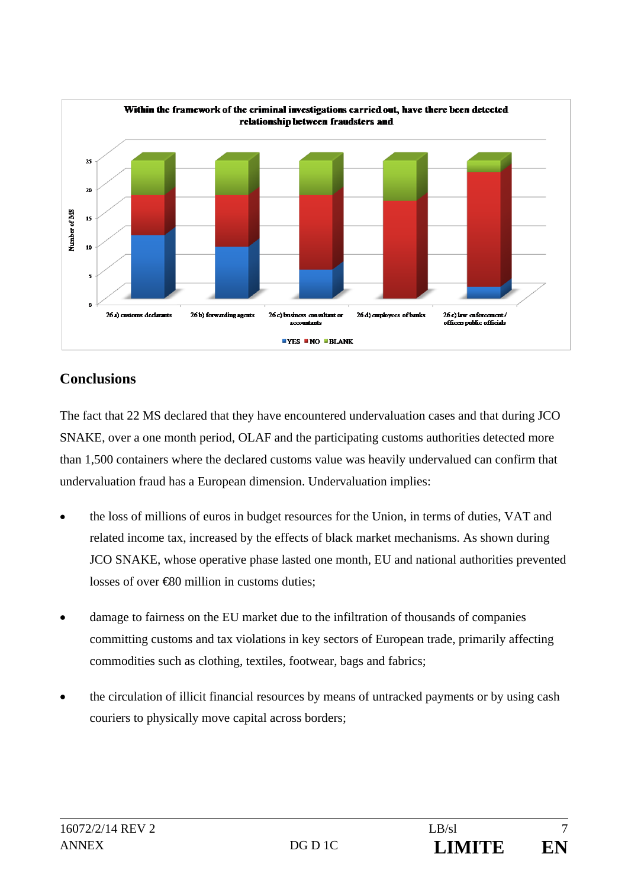**Within the framework of the criminal investigations carried out, have there been detected relationship between fraudsters and**

| | YES | NO | BLANK |
|---|---|---|---|
| 26 a) customs declarants | 11 | 7 | 6 |
| 26 b) forwarding agents | 9 | 9 | 6 |
| 26 c) business consultant or accountants | 5 | 13 | 6 |
| 26 d) employees of banks | 0 | 17 | 7 |
| 26 e) law enforcement / officers public officials | 2 | 20 | 2 |

## Conclusions

The fact that 22 MS declared that they have encountered undervaluation cases and that during JCO SNAKE, over a one month period, OLAF and the participating customs authorities detected more than 1,500 containers where the declared customs value was heavily undervalued can confirm that undervaluation fraud has a European dimension. Undervaluation implies:

- the loss of millions of euros in budget resources for the Union, in terms of duties, VAT and related income tax, increased by the effects of black market mechanisms. As shown during JCO SNAKE, whose operative phase lasted one month, EU and national authorities prevented losses of over €80 million in customs duties;
- damage to fairness on the EU market due to the infiltration of thousands of companies committing customs and tax violations in key sectors of European trade, primarily affecting commodities such as clothing, textiles, footwear, bags and fabrics;
- the circulation of illicit financial resources by means of untracked payments or by using cash couriers to physically move capital across borders;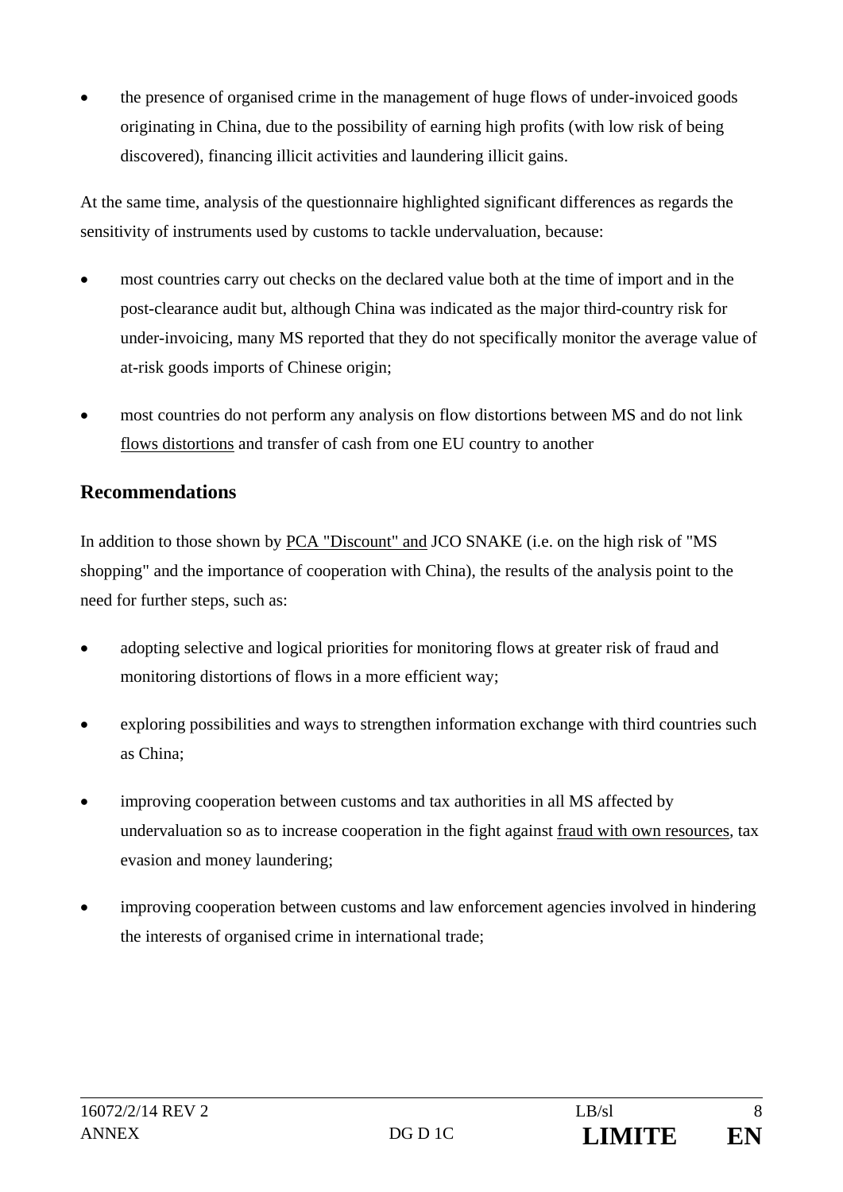- the presence of organised crime in the management of huge flows of under-invoiced goods originating in China, due to the possibility of earning high profits (with low risk of being discovered), financing illicit activities and laundering illicit gains.

At the same time, analysis of the questionnaire highlighted significant differences as regards the sensitivity of instruments used by customs to tackle undervaluation, because:

- most countries carry out checks on the declared value both at the time of import and in the post-clearance audit but, although China was indicated as the major third-country risk for under-invoicing, many MS reported that they do not specifically monitor the average value of at-risk goods imports of Chinese origin;
- most countries do not perform any analysis on flow distortions between MS and do not link flows distortions and transfer of cash from one EU country to another

## Recommendations

In addition to those shown by PCA "Discount" and JCO SNAKE (i.e. on the high risk of "MS shopping" and the importance of cooperation with China), the results of the analysis point to the need for further steps, such as:

- adopting selective and logical priorities for monitoring flows at greater risk of fraud and monitoring distortions of flows in a more efficient way;
- exploring possibilities and ways to strengthen information exchange with third countries such as China;
- improving cooperation between customs and tax authorities in all MS affected by undervaluation so as to increase cooperation in the fight against fraud with own resources, tax evasion and money laundering;
- improving cooperation between customs and law enforcement agencies involved in hindering the interests of organised crime in international trade;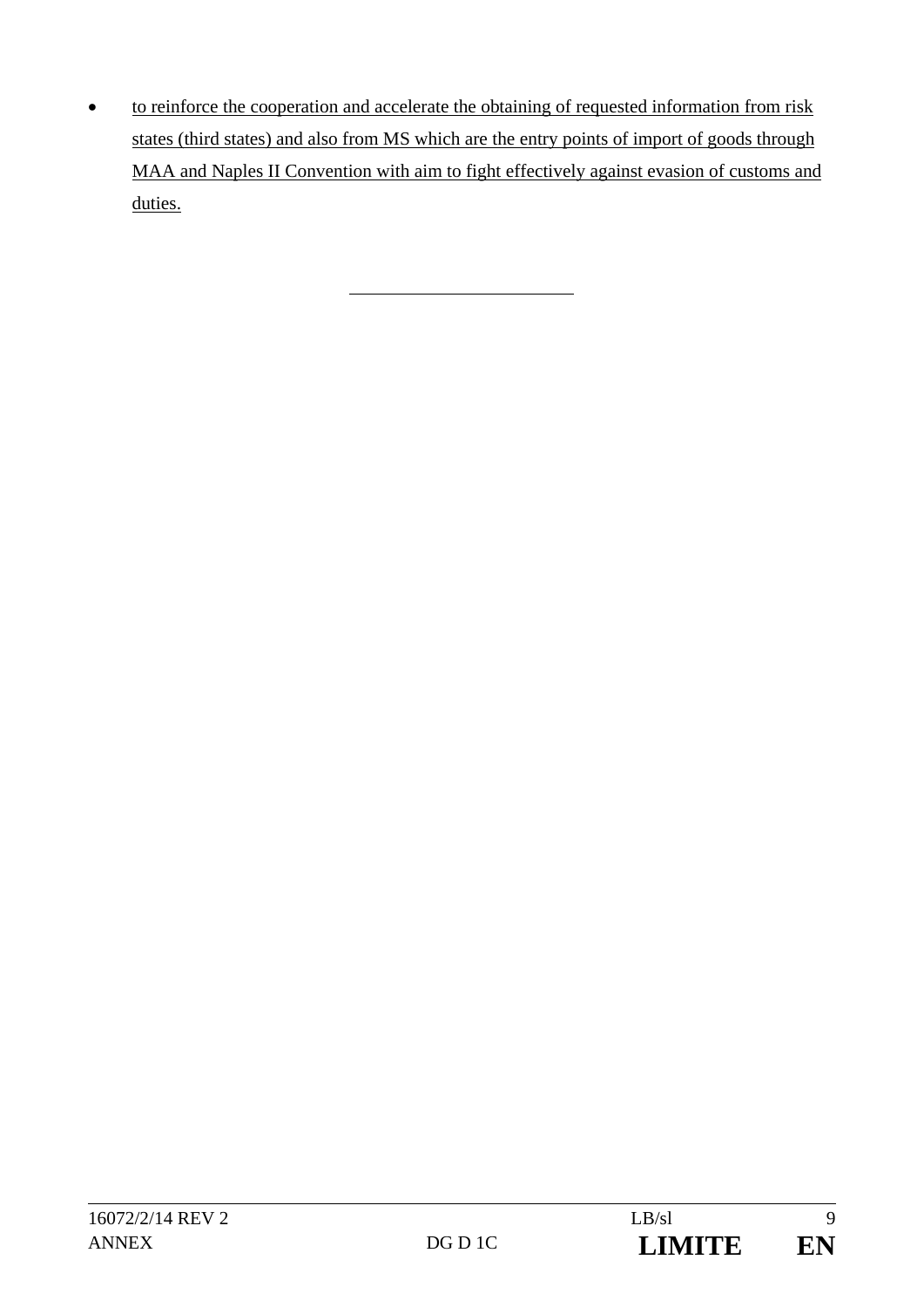- to reinforce the cooperation and accelerate the obtaining of requested information from risk states (third states) and also from MS which are the entry points of import of goods through MAA and Naples II Convention with aim to fight effectively against evasion of customs and duties.